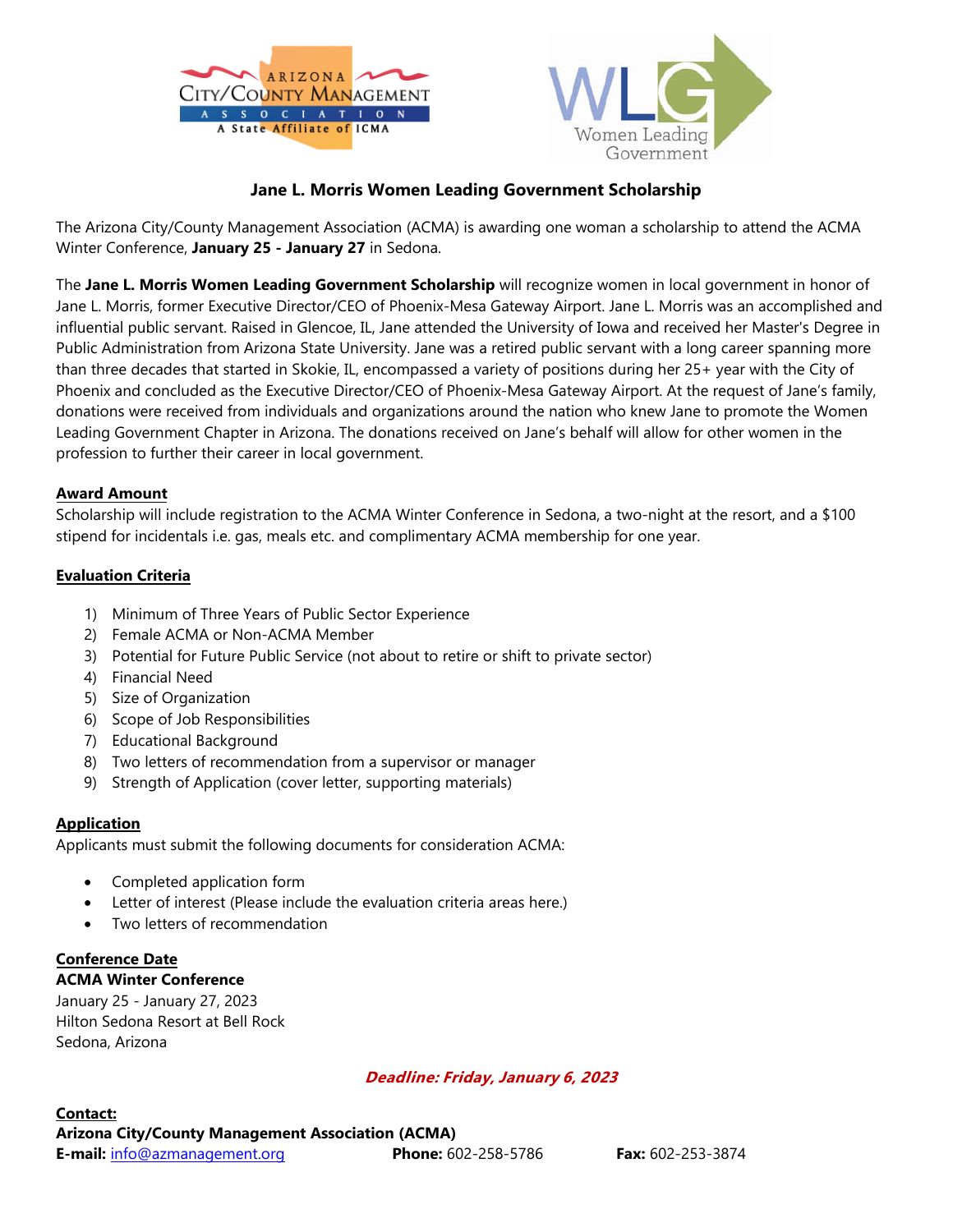# Jane L. Morris Women Leading Government Scholarship

The Arizona City/County Management Association (ACMA) is awarding one woman a scholarship to attend the ACMA Winter Conference, **January 25 - January 27** in Sedona.

The **Jane L. Morris Women Leading Government Scholarship** will recognize women in local government in honor of Jane L. Morris, former Executive Director/CEO of Phoenix-Mesa Gateway Airport. Jane L. Morris was an accomplished and influential public servant. Raised in Glencoe, IL, Jane attended the University of Iowa and received her Master's Degree in Public Administration from Arizona State University. Jane was a retired public servant with a long career spanning more than three decades that started in Skokie, IL, encompassed a variety of positions during her 25+ year with the City of Phoenix and concluded as the Executive Director/CEO of Phoenix-Mesa Gateway Airport. At the request of Jane's family, donations were received from individuals and organizations around the nation who knew Jane to promote the Women Leading Government Chapter in Arizona. The donations received on Jane's behalf will allow for other women in the profession to further their career in local government.

## Award Amount

Scholarship will include registration to the ACMA Winter Conference in Sedona, a two-night at the resort, and a $100 stipend for incidentals i.e. gas, meals etc. and complimentary ACMA membership for one year.

## Evaluation Criteria

1) Minimum of Three Years of Public Sector Experience
2) Female ACMA or Non-ACMA Member
3) Potential for Future Public Service (not about to retire or shift to private sector)
4) Financial Need
5) Size of Organization
6) Scope of Job Responsibilities
7) Educational Background
8) Two letters of recommendation from a supervisor or manager
9) Strength of Application (cover letter, supporting materials)

## Application

Applicants must submit the following documents for consideration ACMA:

- Completed application form
- Letter of interest (Please include the evaluation criteria areas here.)
- Two letters of recommendation

## Conference Date

**ACMA Winter Conference**
January 25 - January 27, 2023
Hilton Sedona Resort at Bell Rock
Sedona, Arizona

***Deadline: Friday, January 6, 2023***

**Contact:**
**Arizona City/County Management Association (ACMA)**
**E-mail:** info@azmanagement.org **Phone:** 602-258-5786 **Fax:** 602-253-3874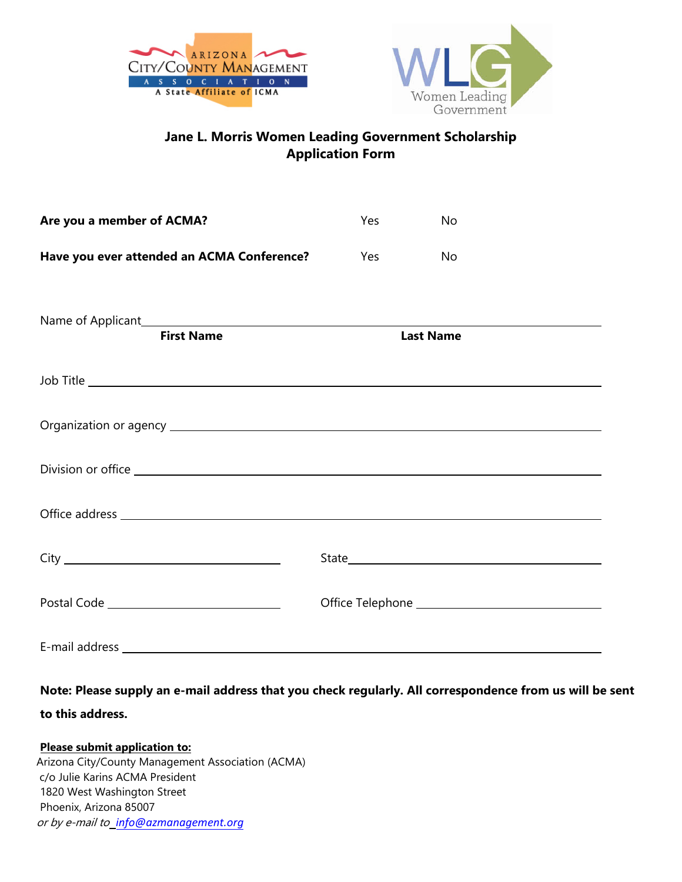**Jane L. Morris Women Leading Government Scholarship**
**Application Form**

**Are you a member of ACMA?** Yes No

**Have you ever attended an ACMA Conference?** Yes No

Name of Applicant______________________________________________
**First Name** **Last Name**

Job Title ______________________________________________

Organization or agency ______________________________________________

Division or office ______________________________________________

Office address ______________________________________________

City ______________________ State______________________

Postal Code ______________________ Office Telephone ______________________

E-mail address ______________________________________________

**Note: Please supply an e-mail address that you check regularly. All correspondence from us will be sent to this address.**

**Please submit application to:**
Arizona City/County Management Association (ACMA)
c/o Julie Karins ACMA President
1820 West Washington Street
Phoenix, Arizona 85007
*or by e-mail to info@azmanagement.org*